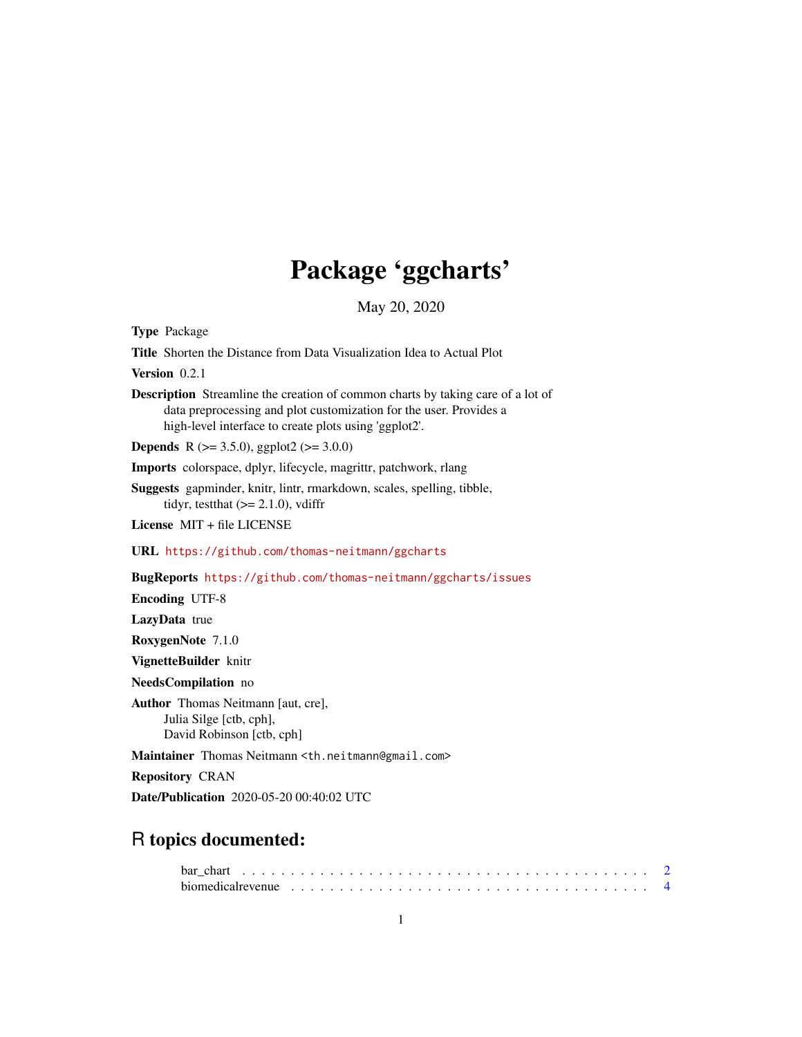# Package 'ggcharts'

May 20, 2020

**Type** Package

**Title** Shorten the Distance from Data Visualization Idea to Actual Plot

**Version** 0.2.1

**Description** Streamline the creation of common charts by taking care of a lot of data preprocessing and plot customization for the user. Provides a high-level interface to create plots using 'ggplot2'.

**Depends** R (>= 3.5.0), ggplot2 (>= 3.0.0)

**Imports** colorspace, dplyr, lifecycle, magrittr, patchwork, rlang

**Suggests** gapminder, knitr, lintr, rmarkdown, scales, spelling, tibble, tidyr, testthat (>= 2.1.0), vdiffr

**License** MIT + file LICENSE

**URL** https://github.com/thomas-neitmann/ggcharts

**BugReports** https://github.com/thomas-neitmann/ggcharts/issues

**Encoding** UTF-8

**LazyData** true

**RoxygenNote** 7.1.0

**VignetteBuilder** knitr

**NeedsCompilation** no

**Author** Thomas Neitmann [aut, cre],
Julia Silge [ctb, cph],
David Robinson [ctb, cph]

**Maintainer** Thomas Neitmann <th.neitmann@gmail.com>

**Repository** CRAN

**Date/Publication** 2020-05-20 00:40:02 UTC

## R topics documented:

bar_chart . . . . . . . . . . . . . . . . . . . . . . . . . . . . . . . . . . . . . . . . . 2
biomedicalrevenue . . . . . . . . . . . . . . . . . . . . . . . . . . . . . . . . . . . . 4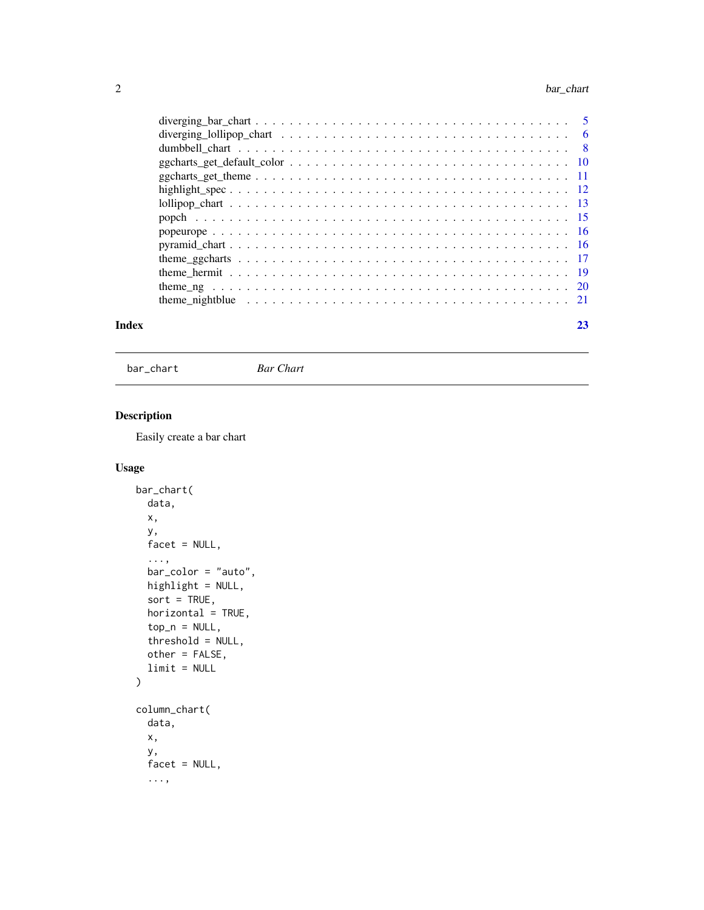diverging_bar_chart . . . . . . . . . . . . . . . . . . . . . . . . . . . . . . . . . . . 5
diverging_lollipop_chart . . . . . . . . . . . . . . . . . . . . . . . . . . . . . . . . 6
dumbbell_chart . . . . . . . . . . . . . . . . . . . . . . . . . . . . . . . . . . . . . 8
ggcharts_get_default_color . . . . . . . . . . . . . . . . . . . . . . . . . . . . . . 10
ggcharts_get_theme . . . . . . . . . . . . . . . . . . . . . . . . . . . . . . . . . . 11
highlight_spec . . . . . . . . . . . . . . . . . . . . . . . . . . . . . . . . . . . . . 12
lollipop_chart . . . . . . . . . . . . . . . . . . . . . . . . . . . . . . . . . . . . . 13
popch . . . . . . . . . . . . . . . . . . . . . . . . . . . . . . . . . . . . . . . . . 15
popeurope . . . . . . . . . . . . . . . . . . . . . . . . . . . . . . . . . . . . . . . 16
pyramid_chart . . . . . . . . . . . . . . . . . . . . . . . . . . . . . . . . . . . . . 16
theme_ggcharts . . . . . . . . . . . . . . . . . . . . . . . . . . . . . . . . . . . . 17
theme_hermit . . . . . . . . . . . . . . . . . . . . . . . . . . . . . . . . . . . . . 19
theme_ng . . . . . . . . . . . . . . . . . . . . . . . . . . . . . . . . . . . . . . . 20
theme_nightblue . . . . . . . . . . . . . . . . . . . . . . . . . . . . . . . . . . . 21

**Index** 23

---

`bar_chart` *Bar Chart*

---

## Description

Easily create a bar chart

## Usage

```
bar_chart(
  data,
  x,
  y,
  facet = NULL,
  ...,
  bar_color = "auto",
  highlight = NULL,
  sort = TRUE,
  horizontal = TRUE,
  top_n = NULL,
  threshold = NULL,
  other = FALSE,
  limit = NULL
)

column_chart(
  data,
  x,
  y,
  facet = NULL,
  ...,
```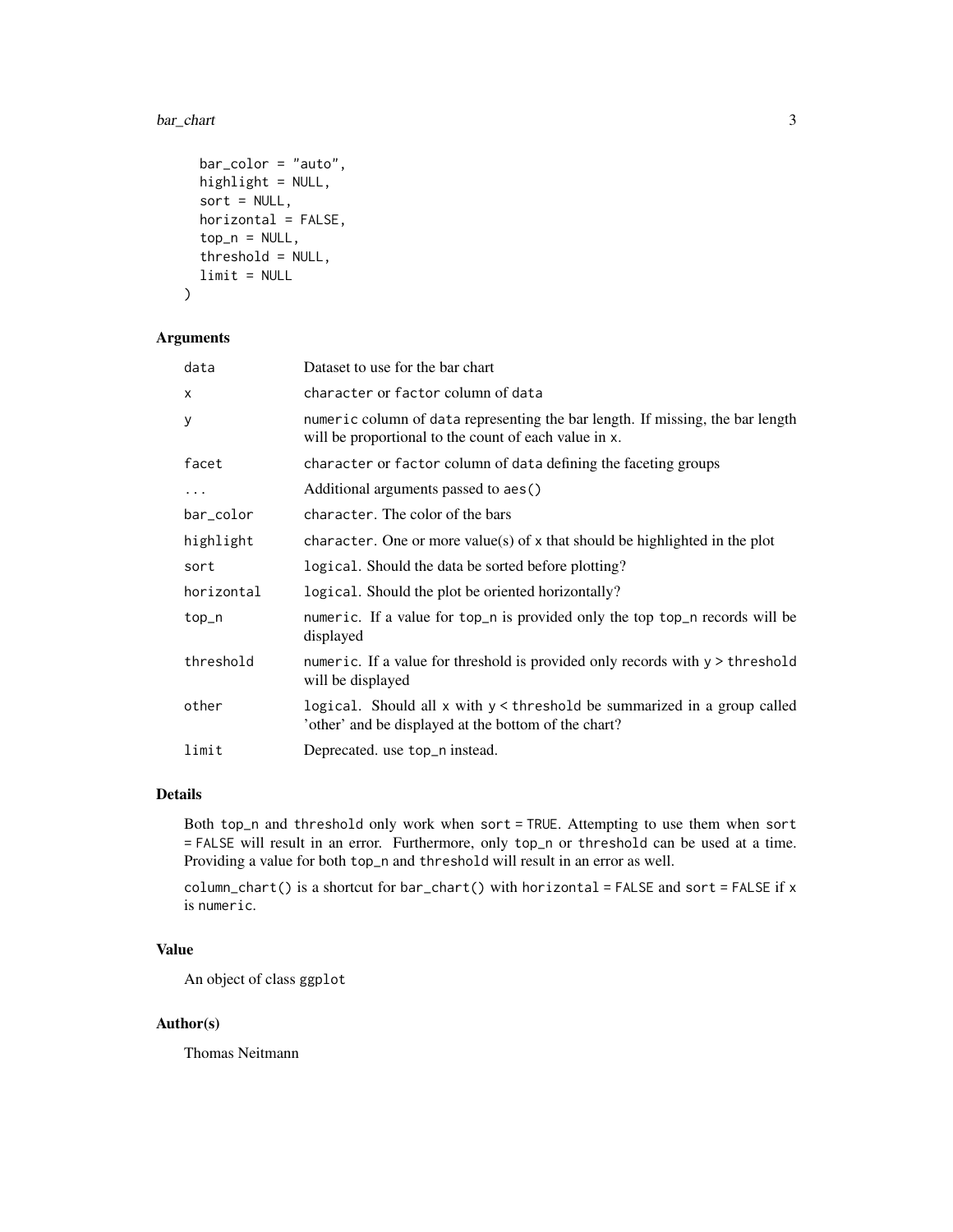```
  bar_color = "auto",
  highlight = NULL,
  sort = NULL,
  horizontal = FALSE,
  top_n = NULL,
  threshold = NULL,
  limit = NULL
)
```

## Arguments

| | |
|---|---|
| `data` | Dataset to use for the bar chart |
| `x` | `character` or `factor` column of `data` |
| `y` | `numeric` column of `data` representing the bar length. If missing, the bar length will be proportional to the count of each value in `x`. |
| `facet` | `character` or `factor` column of `data` defining the faceting groups |
| `...` | Additional arguments passed to `aes()` |
| `bar_color` | `character`. The color of the bars |
| `highlight` | `character`. One or more value(s) of `x` that should be highlighted in the plot |
| `sort` | `logical`. Should the data be sorted before plotting? |
| `horizontal` | `logical`. Should the plot be oriented horizontally? |
| `top_n` | `numeric`. If a value for `top_n` is provided only the top `top_n` records will be displayed |
| `threshold` | `numeric`. If a value for threshold is provided only records with `y > threshold` will be displayed |
| `other` | `logical`. Should all `x` with `y < threshold` be summarized in a group called 'other' and be displayed at the bottom of the chart? |
| `limit` | Deprecated. use `top_n` instead. |

## Details

Both `top_n` and `threshold` only work when `sort = TRUE`. Attempting to use them when `sort = FALSE` will result in an error. Furthermore, only `top_n` or `threshold` can be used at a time. Providing a value for both `top_n` and `threshold` will result in an error as well.

`column_chart()` is a shortcut for `bar_chart()` with `horizontal = FALSE` and `sort = FALSE` if `x` is `numeric`.

## Value

An object of class `ggplot`

## Author(s)

Thomas Neitmann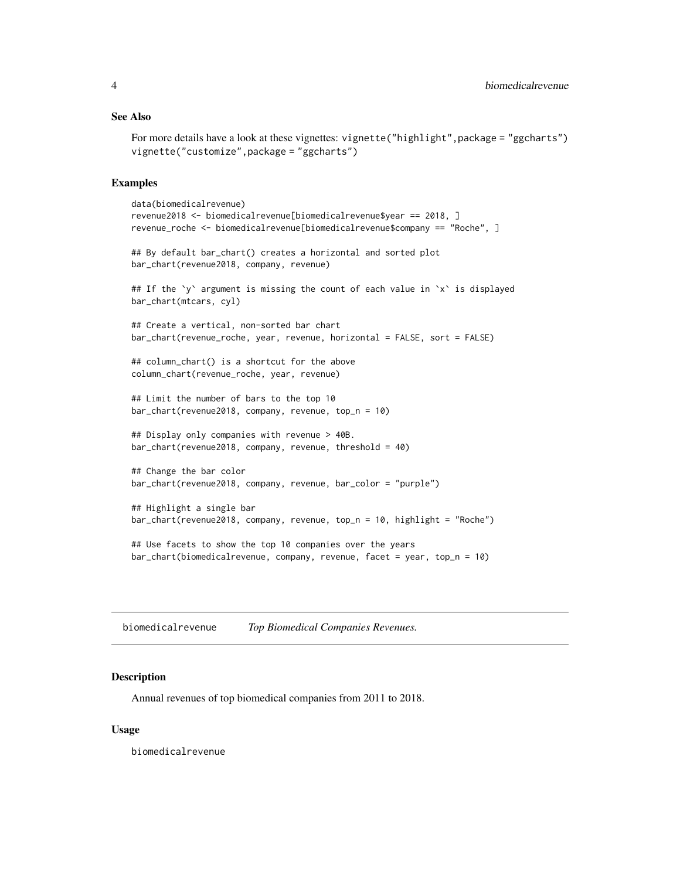### See Also

For more details have a look at these vignettes: `vignette("highlight",package = "ggcharts")` `vignette("customize",package = "ggcharts")`

### Examples

```
data(biomedicalrevenue)
revenue2018 <- biomedicalrevenue[biomedicalrevenue$year == 2018, ]
revenue_roche <- biomedicalrevenue[biomedicalrevenue$company == "Roche", ]

## By default bar_chart() creates a horizontal and sorted plot
bar_chart(revenue2018, company, revenue)

## If the `y` argument is missing the count of each value in `x` is displayed
bar_chart(mtcars, cyl)

## Create a vertical, non-sorted bar chart
bar_chart(revenue_roche, year, revenue, horizontal = FALSE, sort = FALSE)

## column_chart() is a shortcut for the above
column_chart(revenue_roche, year, revenue)

## Limit the number of bars to the top 10
bar_chart(revenue2018, company, revenue, top_n = 10)

## Display only companies with revenue > 40B.
bar_chart(revenue2018, company, revenue, threshold = 40)

## Change the bar color
bar_chart(revenue2018, company, revenue, bar_color = "purple")

## Highlight a single bar
bar_chart(revenue2018, company, revenue, top_n = 10, highlight = "Roche")

## Use facets to show the top 10 companies over the years
bar_chart(biomedicalrevenue, company, revenue, facet = year, top_n = 10)
```

---

## biomedicalrevenue — *Top Biomedical Companies Revenues.*

---

### Description

Annual revenues of top biomedical companies from 2011 to 2018.

### Usage

```
biomedicalrevenue
```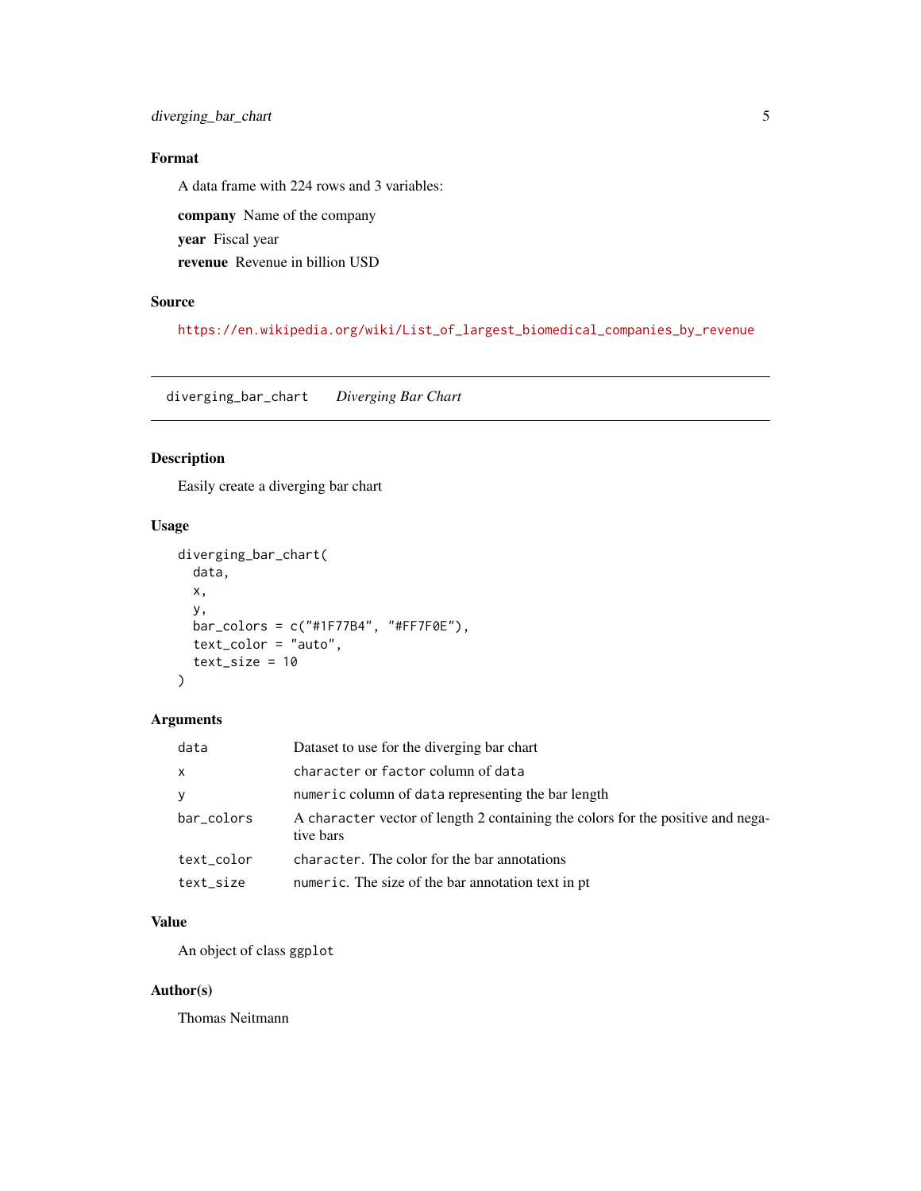### Format

A data frame with 224 rows and 3 variables:

**company** Name of the company

**year** Fiscal year

**revenue** Revenue in billion USD

### Source

https://en.wikipedia.org/wiki/List_of_largest_biomedical_companies_by_revenue

---

## diverging_bar_chart *Diverging Bar Chart*

### Description

Easily create a diverging bar chart

### Usage

```
diverging_bar_chart(
  data,
  x,
  y,
  bar_colors = c("#1F77B4", "#FF7F0E"),
  text_color = "auto",
  text_size = 10
)
```

### Arguments

| | |
|---|---|
| `data` | Dataset to use for the diverging bar chart |
| `x` | `character` or `factor` column of `data` |
| `y` | `numeric` column of `data` representing the bar length |
| `bar_colors` | A `character` vector of length 2 containing the colors for the positive and negative bars |
| `text_color` | `character`. The color for the bar annotations |
| `text_size` | `numeric`. The size of the bar annotation text in pt |

### Value

An object of class `ggplot`

### Author(s)

Thomas Neitmann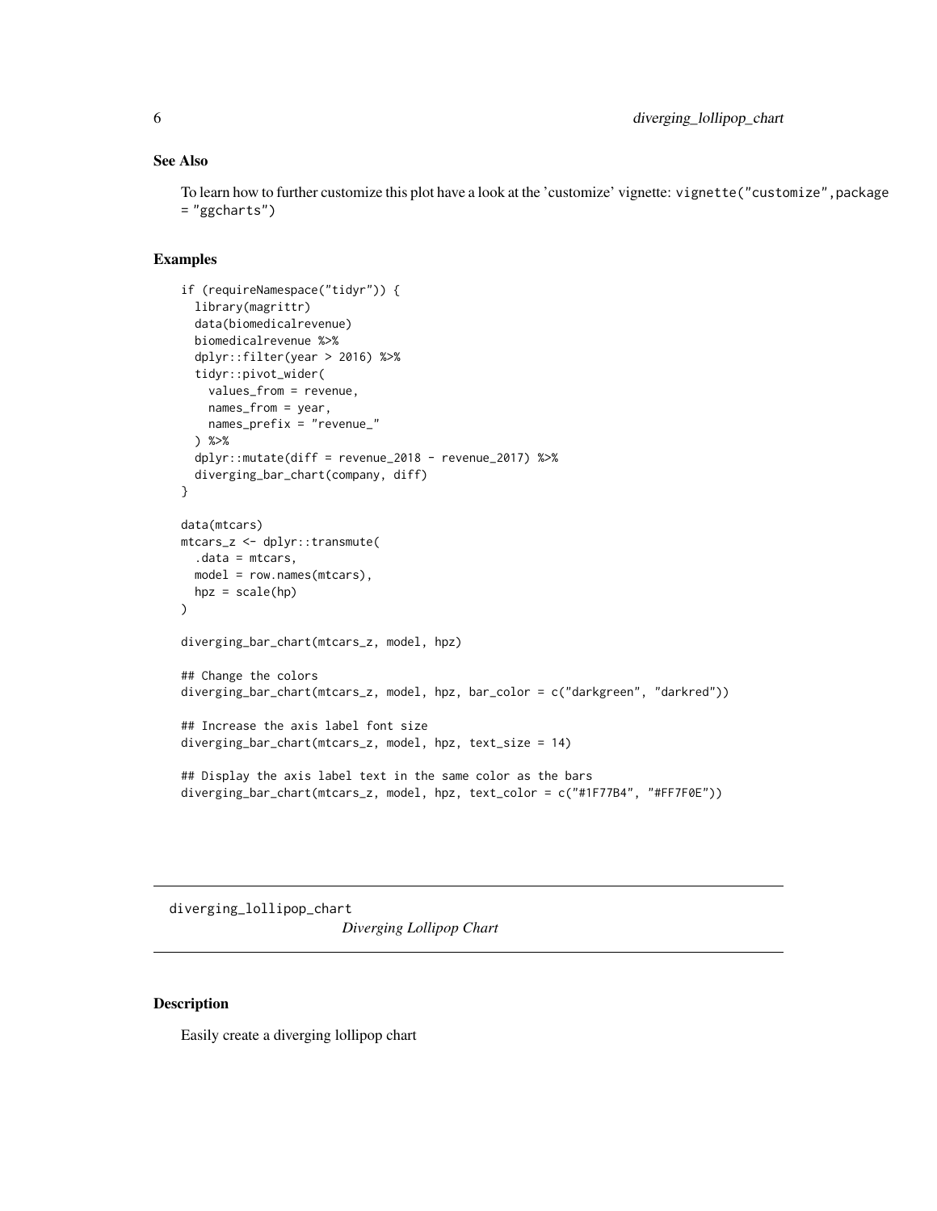### See Also

To learn how to further customize this plot have a look at the 'customize' vignette: `vignette("customize",package = "ggcharts")`

### Examples

```
if (requireNamespace("tidyr")) {
  library(magrittr)
  data(biomedicalrevenue)
  biomedicalrevenue %>%
  dplyr::filter(year > 2016) %>%
  tidyr::pivot_wider(
    values_from = revenue,
    names_from = year,
    names_prefix = "revenue_"
  ) %>%
  dplyr::mutate(diff = revenue_2018 - revenue_2017) %>%
  diverging_bar_chart(company, diff)
}

data(mtcars)
mtcars_z <- dplyr::transmute(
  .data = mtcars,
  model = row.names(mtcars),
  hpz = scale(hp)
)

diverging_bar_chart(mtcars_z, model, hpz)

## Change the colors
diverging_bar_chart(mtcars_z, model, hpz, bar_color = c("darkgreen", "darkred"))

## Increase the axis label font size
diverging_bar_chart(mtcars_z, model, hpz, text_size = 14)

## Display the axis label text in the same color as the bars
diverging_bar_chart(mtcars_z, model, hpz, text_color = c("#1F77B4", "#FF7F0E"))
```

---

## diverging_lollipop_chart *Diverging Lollipop Chart*

### Description

Easily create a diverging lollipop chart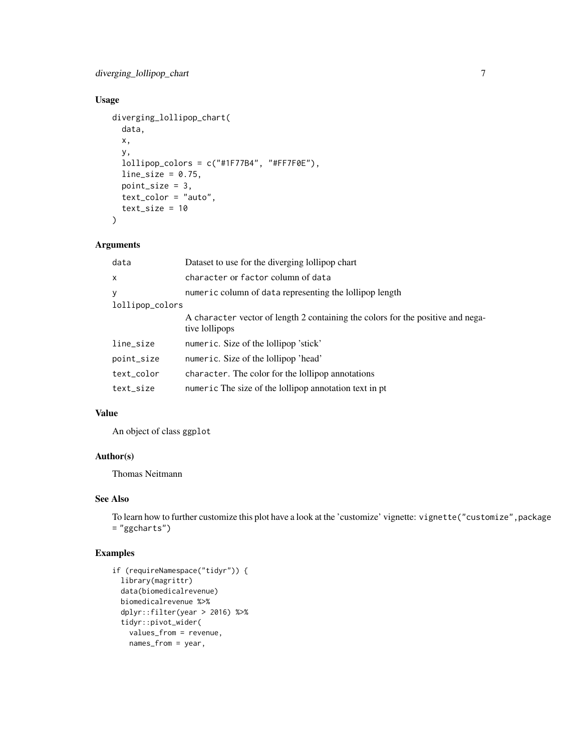## Usage

```
diverging_lollipop_chart(
  data,
  x,
  y,
  lollipop_colors = c("#1F77B4", "#FF7F0E"),
  line_size = 0.75,
  point_size = 3,
  text_color = "auto",
  text_size = 10
)
```

## Arguments

| | |
|---|---|
| data | Dataset to use for the diverging lollipop chart |
| x | character or factor column of data |
| y | numeric column of data representing the lollipop length |
| lollipop_colors | A character vector of length 2 containing the colors for the positive and negative lollipops |
| line_size | numeric. Size of the lollipop 'stick' |
| point_size | numeric. Size of the lollipop 'head' |
| text_color | character. The color for the lollipop annotations |
| text_size | numeric The size of the lollipop annotation text in pt |

## Value

An object of class ggplot

## Author(s)

Thomas Neitmann

## See Also

To learn how to further customize this plot have a look at the 'customize' vignette: vignette("customize",package = "ggcharts")

## Examples

```
if (requireNamespace("tidyr")) {
  library(magrittr)
  data(biomedicalrevenue)
  biomedicalrevenue %>%
  dplyr::filter(year > 2016) %>%
  tidyr::pivot_wider(
    values_from = revenue,
    names_from = year,
```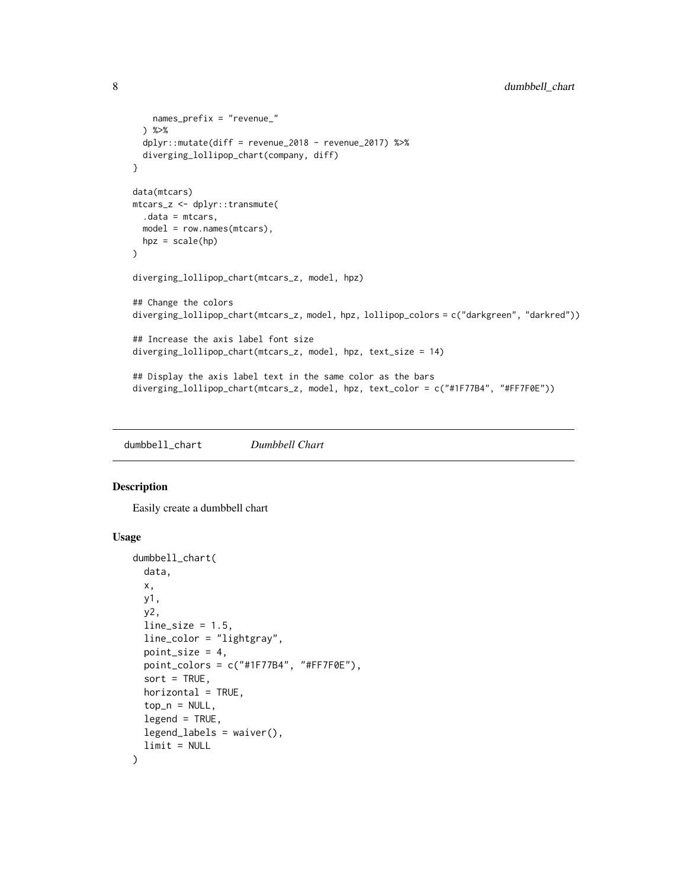```
    names_prefix = "revenue_"
  ) %>%
  dplyr::mutate(diff = revenue_2018 - revenue_2017) %>%
  diverging_lollipop_chart(company, diff)
}

data(mtcars)
mtcars_z <- dplyr::transmute(
  .data = mtcars,
  model = row.names(mtcars),
  hpz = scale(hp)
)

diverging_lollipop_chart(mtcars_z, model, hpz)

## Change the colors
diverging_lollipop_chart(mtcars_z, model, hpz, lollipop_colors = c("darkgreen", "darkred"))

## Increase the axis label font size
diverging_lollipop_chart(mtcars_z, model, hpz, text_size = 14)

## Display the axis label text in the same color as the bars
diverging_lollipop_chart(mtcars_z, model, hpz, text_color = c("#1F77B4", "#FF7F0E"))
```

---

`dumbbell_chart` *Dumbbell Chart*

---

## Description

Easily create a dumbbell chart

## Usage

```
dumbbell_chart(
  data,
  x,
  y1,
  y2,
  line_size = 1.5,
  line_color = "lightgray",
  point_size = 4,
  point_colors = c("#1F77B4", "#FF7F0E"),
  sort = TRUE,
  horizontal = TRUE,
  top_n = NULL,
  legend = TRUE,
  legend_labels = waiver(),
  limit = NULL
)
```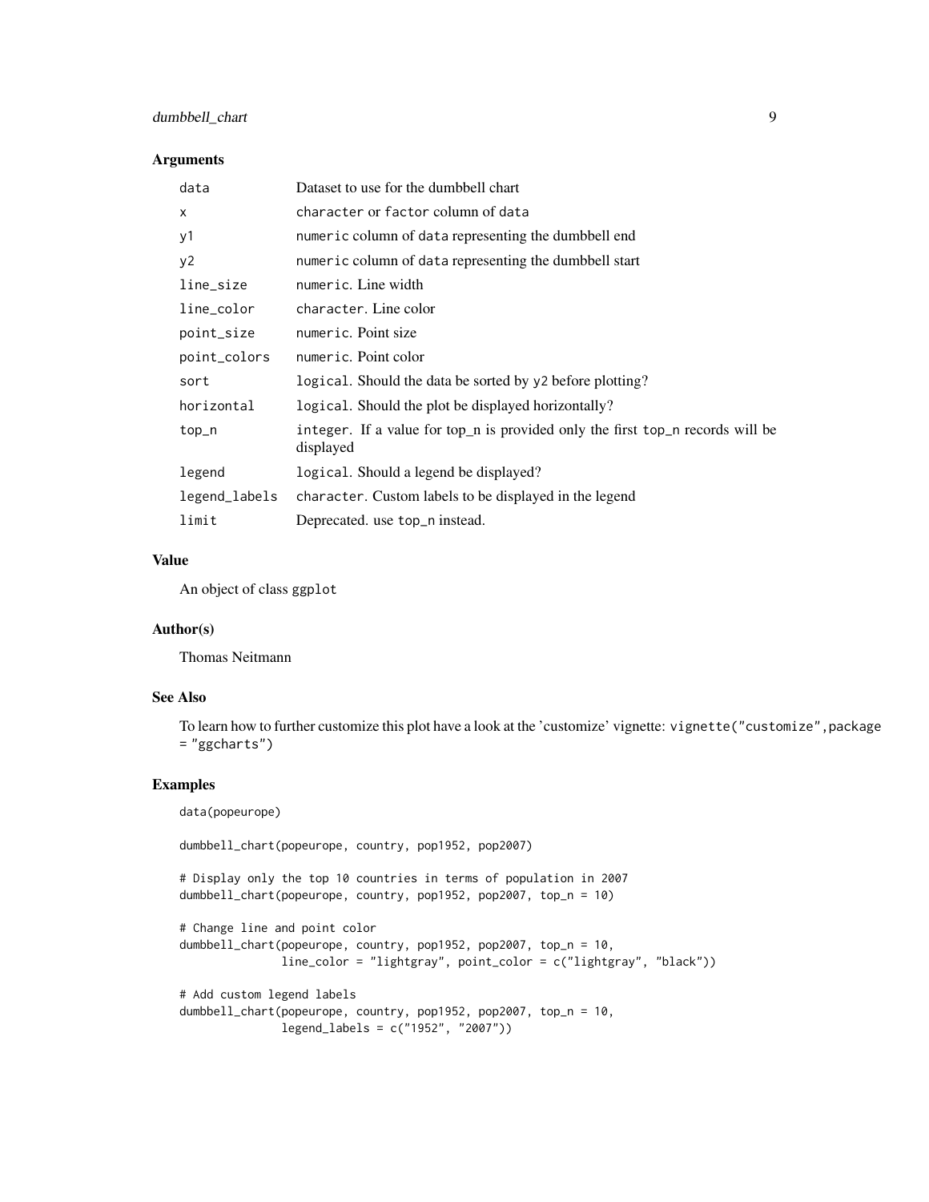### Arguments

| | |
|---|---|
| `data` | Dataset to use for the dumbbell chart |
| `x` | `character` or `factor` column of `data` |
| `y1` | `numeric` column of `data` representing the dumbbell end |
| `y2` | `numeric` column of `data` representing the dumbbell start |
| `line_size` | `numeric`. Line width |
| `line_color` | `character`. Line color |
| `point_size` | `numeric`. Point size |
| `point_colors` | `numeric`. Point color |
| `sort` | `logical`. Should the data be sorted by `y2` before plotting? |
| `horizontal` | `logical`. Should the plot be displayed horizontally? |
| `top_n` | `integer`. If a value for top_n is provided only the first `top_n` records will be displayed |
| `legend` | `logical`. Should a legend be displayed? |
| `legend_labels` | `character`. Custom labels to be displayed in the legend |
| `limit` | Deprecated. use `top_n` instead. |

### Value

An object of class `ggplot`

### Author(s)

Thomas Neitmann

### See Also

To learn how to further customize this plot have a look at the 'customize' vignette: `vignette("customize",package = "ggcharts")`

### Examples

```
data(popeurope)

dumbbell_chart(popeurope, country, pop1952, pop2007)

# Display only the top 10 countries in terms of population in 2007
dumbbell_chart(popeurope, country, pop1952, pop2007, top_n = 10)

# Change line and point color
dumbbell_chart(popeurope, country, pop1952, pop2007, top_n = 10,
               line_color = "lightgray", point_color = c("lightgray", "black"))

# Add custom legend labels
dumbbell_chart(popeurope, country, pop1952, pop2007, top_n = 10,
               legend_labels = c("1952", "2007"))
```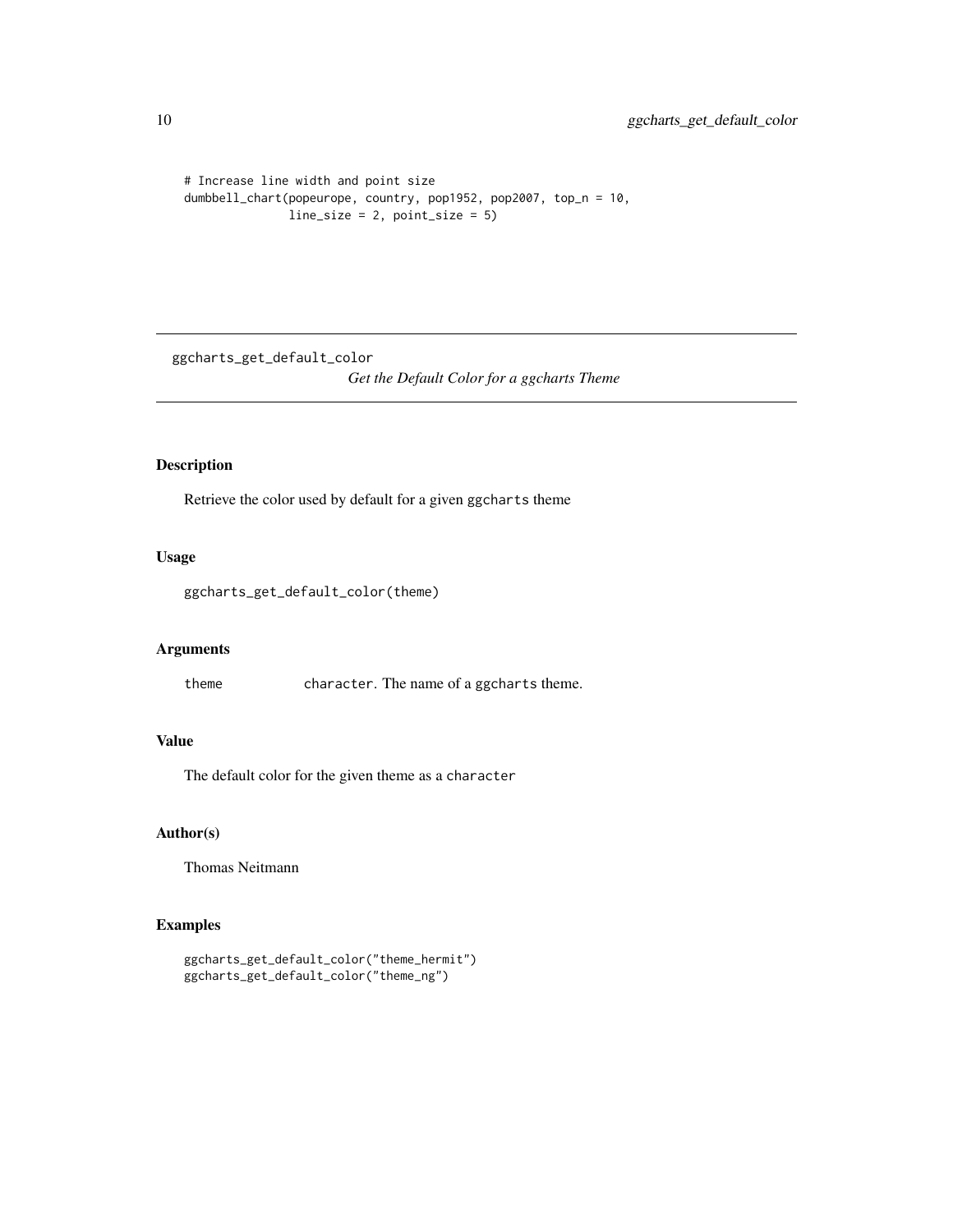```
# Increase line width and point size
dumbbell_chart(popeurope, country, pop1952, pop2007, top_n = 10,
               line_size = 2, point_size = 5)
```

---

## ggcharts_get_default_color

*Get the Default Color for a ggcharts Theme*

---

### Description

Retrieve the color used by default for a given ggcharts theme

### Usage

```
ggcharts_get_default_color(theme)
```

### Arguments

| | |
|---|---|
| theme | character. The name of a ggcharts theme. |

### Value

The default color for the given theme as a character

### Author(s)

Thomas Neitmann

### Examples

```
ggcharts_get_default_color("theme_hermit")
ggcharts_get_default_color("theme_ng")
```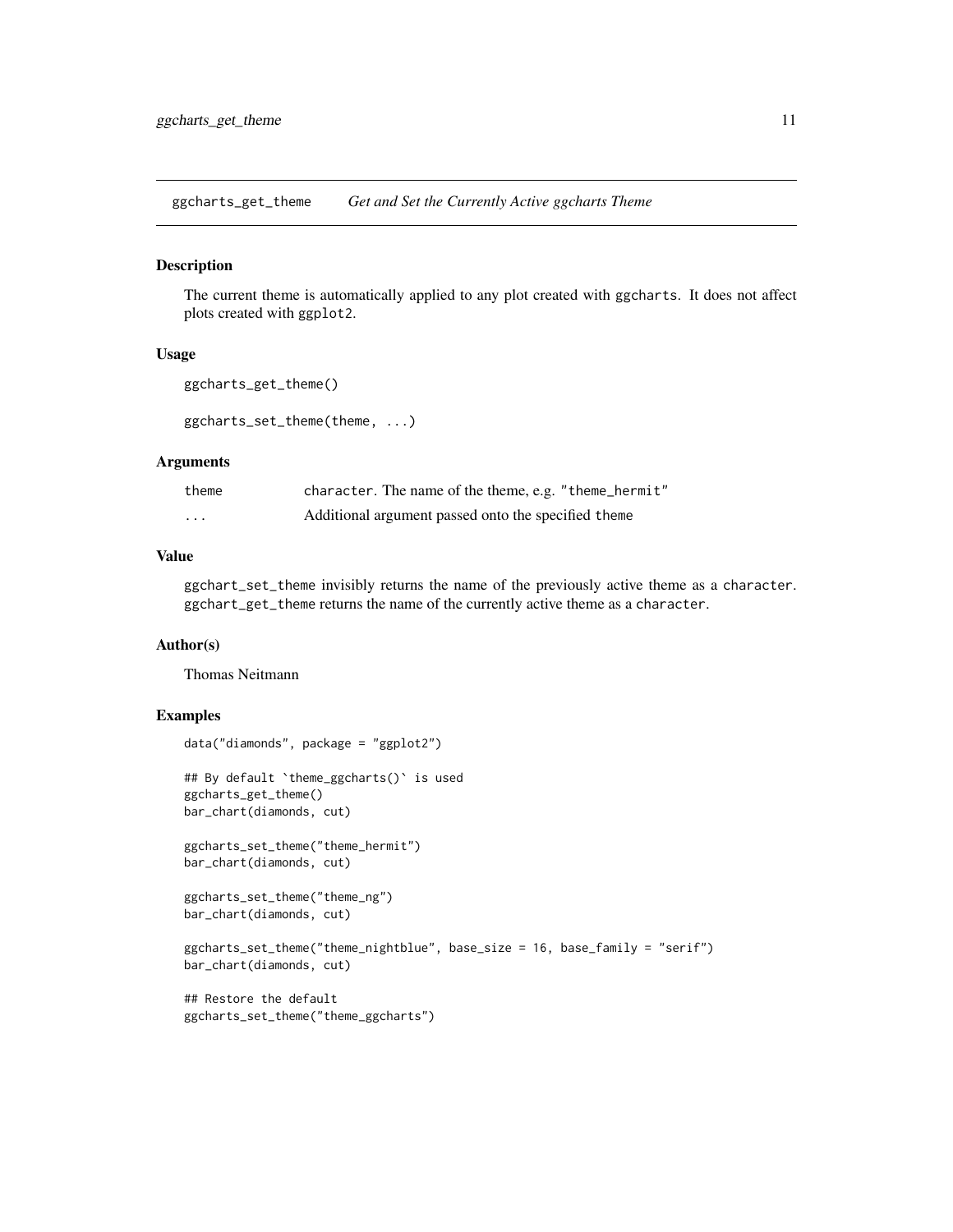## ggcharts_get_theme *Get and Set the Currently Active ggcharts Theme*

### Description

The current theme is automatically applied to any plot created with ggcharts. It does not affect plots created with ggplot2.

### Usage

```
ggcharts_get_theme()

ggcharts_set_theme(theme, ...)
```

### Arguments

| | |
|---|---|
| theme | character. The name of the theme, e.g. "theme_hermit" |
| ... | Additional argument passed onto the specified theme |

### Value

ggchart_set_theme invisibly returns the name of the previously active theme as a character. ggchart_get_theme returns the name of the currently active theme as a character.

### Author(s)

Thomas Neitmann

### Examples

```
data("diamonds", package = "ggplot2")

## By default `theme_ggcharts()` is used
ggcharts_get_theme()
bar_chart(diamonds, cut)

ggcharts_set_theme("theme_hermit")
bar_chart(diamonds, cut)

ggcharts_set_theme("theme_ng")
bar_chart(diamonds, cut)

ggcharts_set_theme("theme_nightblue", base_size = 16, base_family = "serif")
bar_chart(diamonds, cut)

## Restore the default
ggcharts_set_theme("theme_ggcharts")
```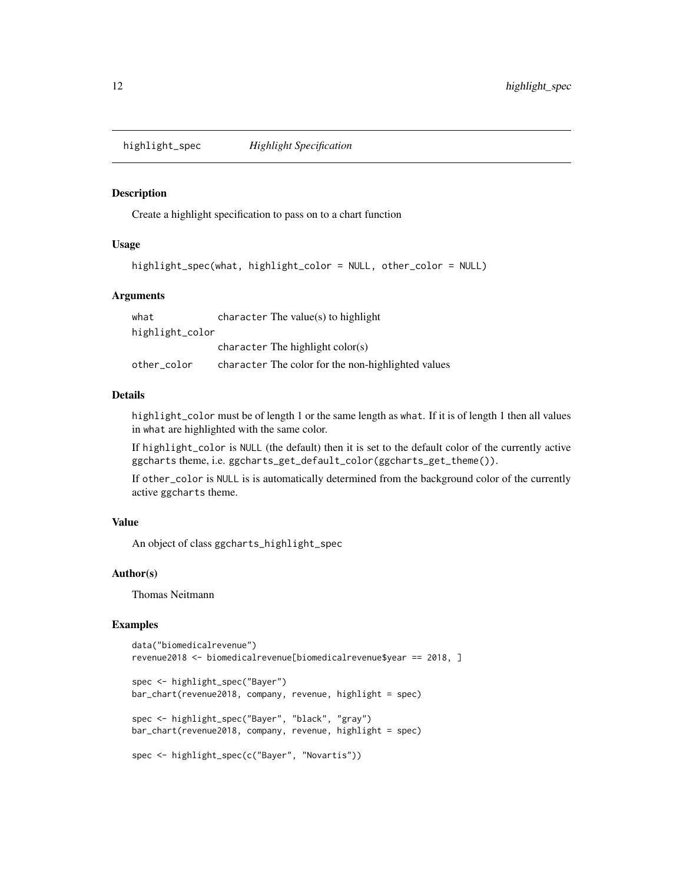highlight_spec *Highlight Specification*

## Description

Create a highlight specification to pass on to a chart function

## Usage

```
highlight_spec(what, highlight_color = NULL, other_color = NULL)
```

## Arguments

| | |
|---|---|
| what | character The value(s) to highlight |
| highlight_color | character The highlight color(s) |
| other_color | character The color for the non-highlighted values |

## Details

highlight_color must be of length 1 or the same length as what. If it is of length 1 then all values in what are highlighted with the same color.

If highlight_color is NULL (the default) then it is set to the default color of the currently active ggcharts theme, i.e. ggcharts_get_default_color(ggcharts_get_theme()).

If other_color is NULL is is automatically determined from the background color of the currently active ggcharts theme.

## Value

An object of class ggcharts_highlight_spec

## Author(s)

Thomas Neitmann

## Examples

```
data("biomedicalrevenue")
revenue2018 <- biomedicalrevenue[biomedicalrevenue$year == 2018, ]

spec <- highlight_spec("Bayer")
bar_chart(revenue2018, company, revenue, highlight = spec)

spec <- highlight_spec("Bayer", "black", "gray")
bar_chart(revenue2018, company, revenue, highlight = spec)

spec <- highlight_spec(c("Bayer", "Novartis"))
```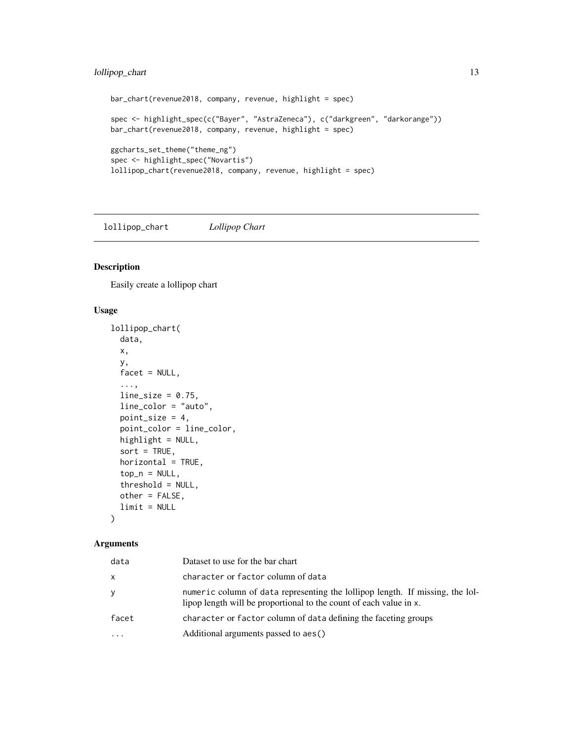```
bar_chart(revenue2018, company, revenue, highlight = spec)

spec <- highlight_spec(c("Bayer", "AstraZeneca"), c("darkgreen", "darkorange"))
bar_chart(revenue2018, company, revenue, highlight = spec)

ggcharts_set_theme("theme_ng")
spec <- highlight_spec("Novartis")
lollipop_chart(revenue2018, company, revenue, highlight = spec)
```

## lollipop_chart *Lollipop Chart*

### Description

Easily create a lollipop chart

### Usage

```
lollipop_chart(
  data,
  x,
  y,
  facet = NULL,
  ...,
  line_size = 0.75,
  line_color = "auto",
  point_size = 4,
  point_color = line_color,
  highlight = NULL,
  sort = TRUE,
  horizontal = TRUE,
  top_n = NULL,
  threshold = NULL,
  other = FALSE,
  limit = NULL
)
```

### Arguments

| | |
|---|---|
| data | Dataset to use for the bar chart |
| x | character or factor column of data |
| y | numeric column of data representing the lollipop length. If missing, the lollipop length will be proportional to the count of each value in x. |
| facet | character or factor column of data defining the faceting groups |
| ... | Additional arguments passed to aes() |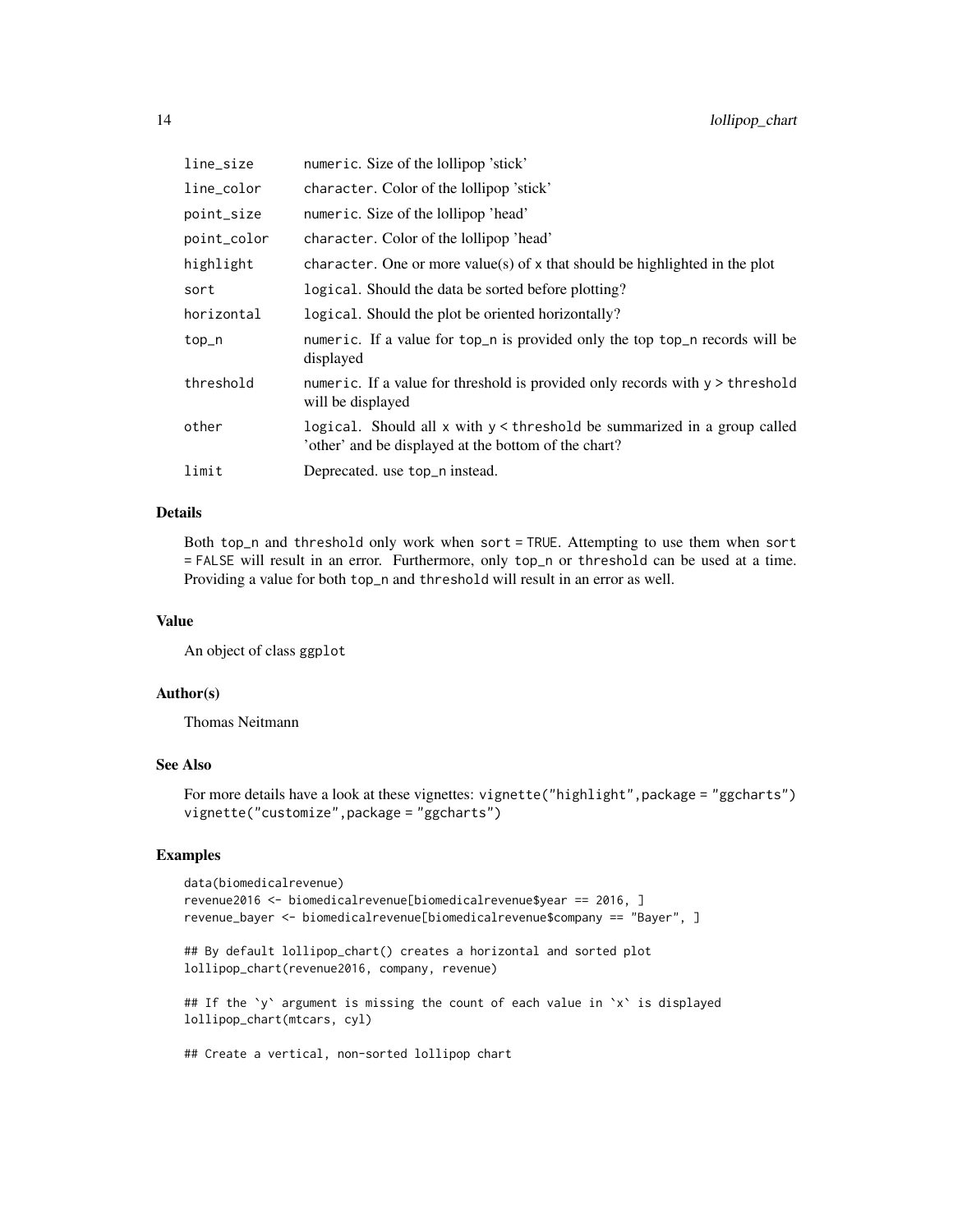| | |
|---|---|
| line_size | numeric. Size of the lollipop 'stick' |
| line_color | character. Color of the lollipop 'stick' |
| point_size | numeric. Size of the lollipop 'head' |
| point_color | character. Color of the lollipop 'head' |
| highlight | character. One or more value(s) of x that should be highlighted in the plot |
| sort | logical. Should the data be sorted before plotting? |
| horizontal | logical. Should the plot be oriented horizontally? |
| top_n | numeric. If a value for top_n is provided only the top top_n records will be displayed |
| threshold | numeric. If a value for threshold is provided only records with y > threshold will be displayed |
| other | logical. Should all x with y < threshold be summarized in a group called 'other' and be displayed at the bottom of the chart? |
| limit | Deprecated. use top_n instead. |

## Details

Both top_n and threshold only work when sort = TRUE. Attempting to use them when sort = FALSE will result in an error. Furthermore, only top_n or threshold can be used at a time. Providing a value for both top_n and threshold will result in an error as well.

## Value

An object of class ggplot

## Author(s)

Thomas Neitmann

## See Also

For more details have a look at these vignettes: vignette("highlight",package = "ggcharts") vignette("customize",package = "ggcharts")

## Examples

```
data(biomedicalrevenue)
revenue2016 <- biomedicalrevenue[biomedicalrevenue$year == 2016, ]
revenue_bayer <- biomedicalrevenue[biomedicalrevenue$company == "Bayer", ]

## By default lollipop_chart() creates a horizontal and sorted plot
lollipop_chart(revenue2016, company, revenue)

## If the `y` argument is missing the count of each value in `x` is displayed
lollipop_chart(mtcars, cyl)

## Create a vertical, non-sorted lollipop chart
```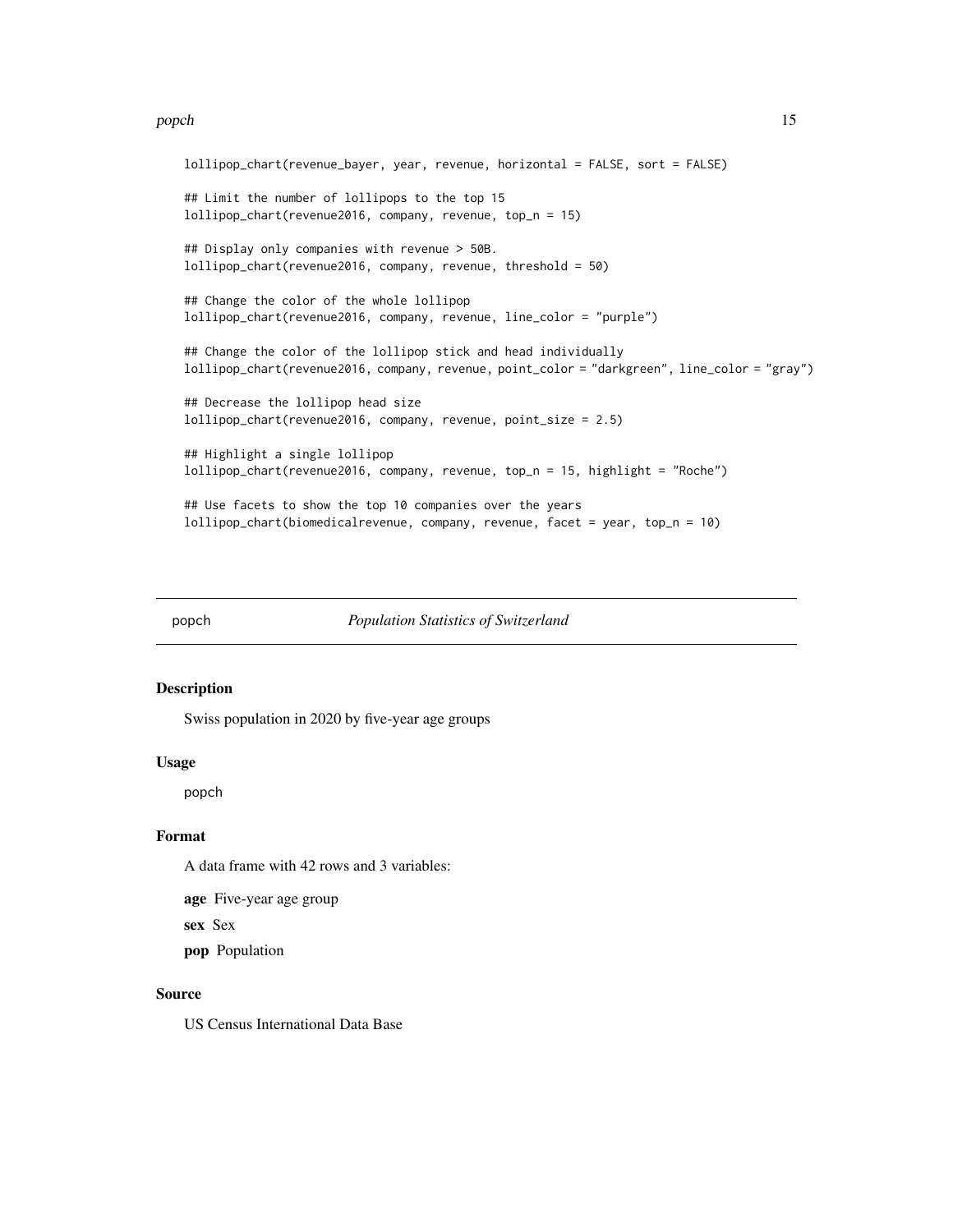```
lollipop_chart(revenue_bayer, year, revenue, horizontal = FALSE, sort = FALSE)

## Limit the number of lollipops to the top 15
lollipop_chart(revenue2016, company, revenue, top_n = 15)

## Display only companies with revenue > 50B.
lollipop_chart(revenue2016, company, revenue, threshold = 50)

## Change the color of the whole lollipop
lollipop_chart(revenue2016, company, revenue, line_color = "purple")

## Change the color of the lollipop stick and head individually
lollipop_chart(revenue2016, company, revenue, point_color = "darkgreen", line_color = "gray")

## Decrease the lollipop head size
lollipop_chart(revenue2016, company, revenue, point_size = 2.5)

## Highlight a single lollipop
lollipop_chart(revenue2016, company, revenue, top_n = 15, highlight = "Roche")

## Use facets to show the top 10 companies over the years
lollipop_chart(biomedicalrevenue, company, revenue, facet = year, top_n = 10)
```

---

## popch — *Population Statistics of Switzerland*

### Description

Swiss population in 2020 by five-year age groups

### Usage

```
popch
```

### Format

A data frame with 42 rows and 3 variables:

**age** Five-year age group

**sex** Sex

**pop** Population

### Source

US Census International Data Base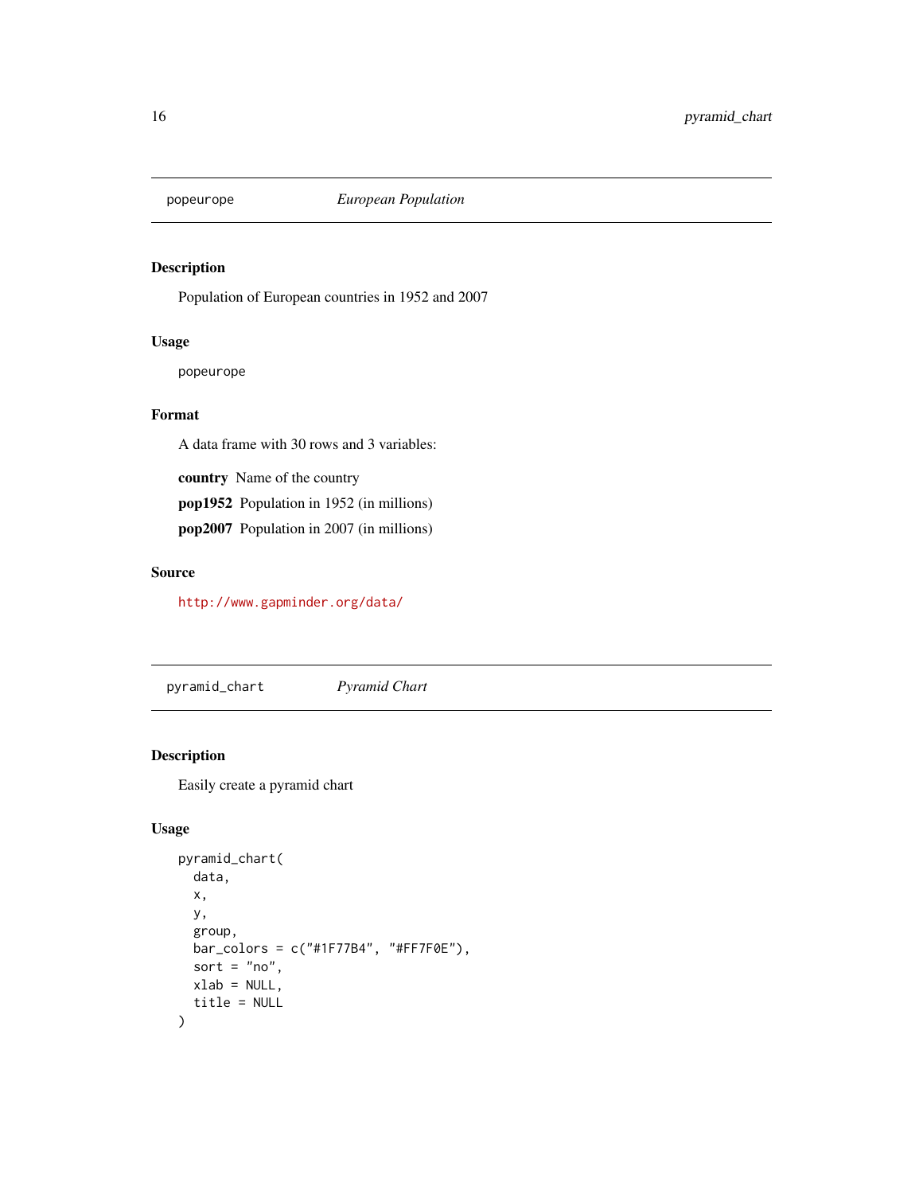## popeurope *European Population*

### Description

Population of European countries in 1952 and 2007

### Usage

```
popeurope
```

### Format

A data frame with 30 rows and 3 variables:

**country** Name of the country

**pop1952** Population in 1952 (in millions)

**pop2007** Population in 2007 (in millions)

### Source

http://www.gapminder.org/data/

## pyramid_chart *Pyramid Chart*

### Description

Easily create a pyramid chart

### Usage

```
pyramid_chart(
  data,
  x,
  y,
  group,
  bar_colors = c("#1F77B4", "#FF7F0E"),
  sort = "no",
  xlab = NULL,
  title = NULL
)
```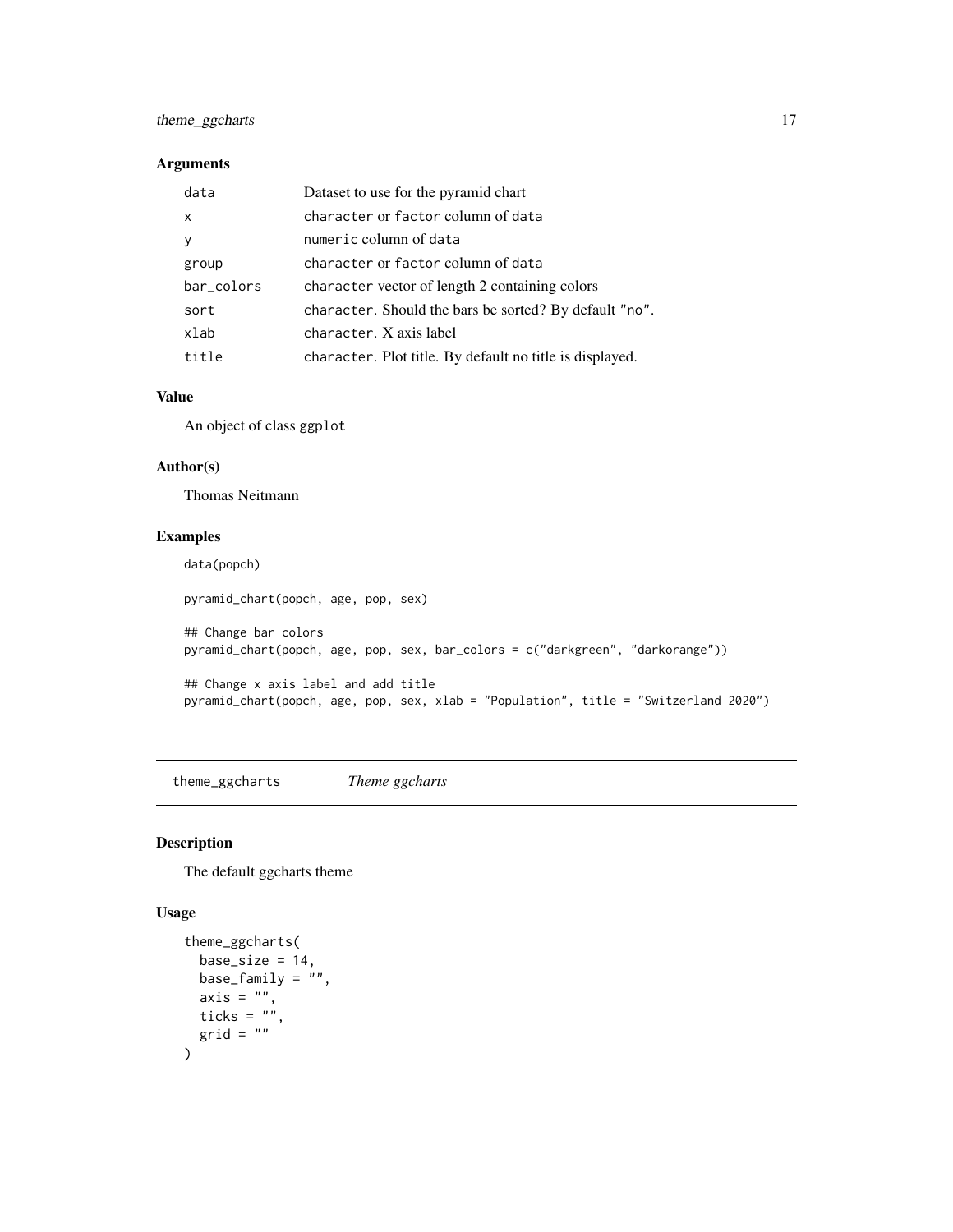## Arguments

| | |
|---|---|
| `data` | Dataset to use for the pyramid chart |
| `x` | `character` or `factor` column of `data` |
| `y` | `numeric` column of `data` |
| `group` | `character` or `factor` column of `data` |
| `bar_colors` | `character` vector of length 2 containing colors |
| `sort` | `character`. Should the bars be sorted? By default `"no"`. |
| `xlab` | `character`. X axis label |
| `title` | `character`. Plot title. By default no title is displayed. |

## Value

An object of class `ggplot`

## Author(s)

Thomas Neitmann

## Examples

```
data(popch)

pyramid_chart(popch, age, pop, sex)

## Change bar colors
pyramid_chart(popch, age, pop, sex, bar_colors = c("darkgreen", "darkorange"))

## Change x axis label and add title
pyramid_chart(popch, age, pop, sex, xlab = "Population", title = "Switzerland 2020")
```

---

# theme_ggcharts *Theme ggcharts*

## Description

The default ggcharts theme

## Usage

```
theme_ggcharts(
  base_size = 14,
  base_family = "",
  axis = "",
  ticks = "",
  grid = ""
)
```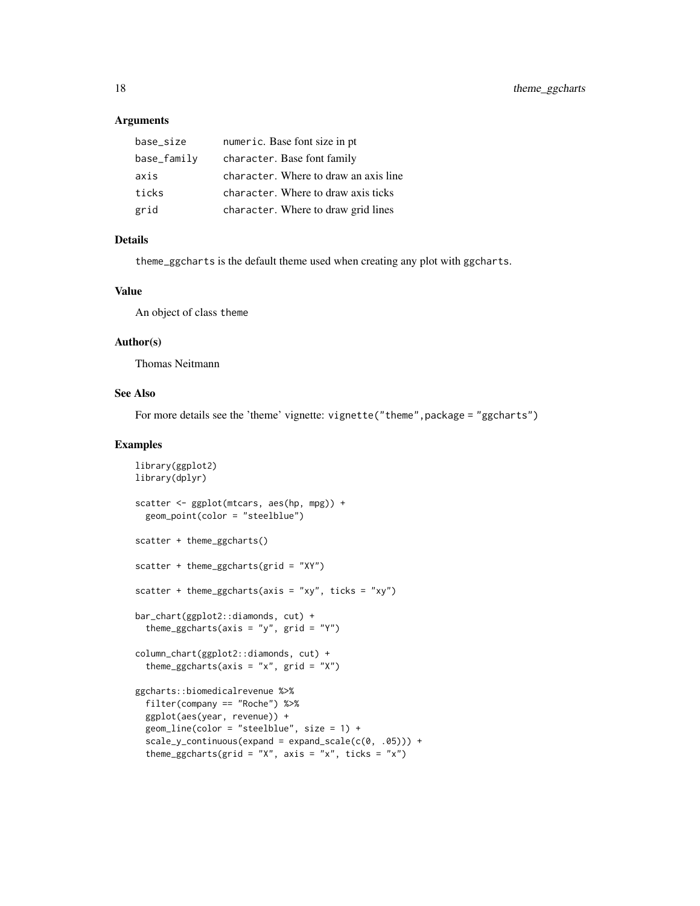### Arguments

| | |
|---|---|
| base_size | numeric. Base font size in pt |
| base_family | character. Base font family |
| axis | character. Where to draw an axis line |
| ticks | character. Where to draw axis ticks |
| grid | character. Where to draw grid lines |

### Details

theme_ggcharts is the default theme used when creating any plot with ggcharts.

### Value

An object of class theme

### Author(s)

Thomas Neitmann

### See Also

For more details see the 'theme' vignette: vignette("theme",package = "ggcharts")

### Examples

```
library(ggplot2)
library(dplyr)

scatter <- ggplot(mtcars, aes(hp, mpg)) +
  geom_point(color = "steelblue")

scatter + theme_ggcharts()

scatter + theme_ggcharts(grid = "XY")

scatter + theme_ggcharts(axis = "xy", ticks = "xy")

bar_chart(ggplot2::diamonds, cut) +
  theme_ggcharts(axis = "y", grid = "Y")

column_chart(ggplot2::diamonds, cut) +
  theme_ggcharts(axis = "x", grid = "X")

ggcharts::biomedicalrevenue %>%
  filter(company == "Roche") %>%
  ggplot(aes(year, revenue)) +
  geom_line(color = "steelblue", size = 1) +
  scale_y_continuous(expand = expand_scale(c(0, .05))) +
  theme_ggcharts(grid = "X", axis = "x", ticks = "x")
```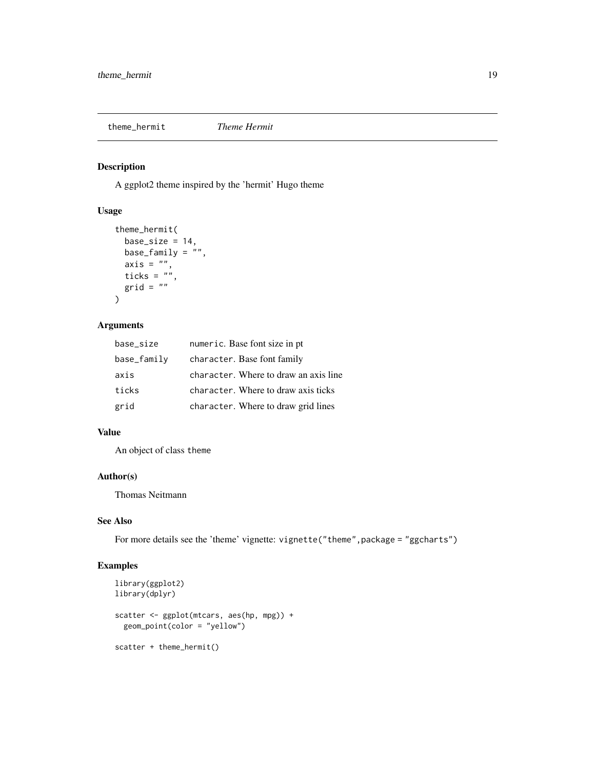## theme_hermit *Theme Hermit*

### Description

A ggplot2 theme inspired by the 'hermit' Hugo theme

### Usage

```
theme_hermit(
  base_size = 14,
  base_family = "",
  axis = "",
  ticks = "",
  grid = ""
)
```

### Arguments

| | |
|---|---|
| base_size | numeric. Base font size in pt |
| base_family | character. Base font family |
| axis | character. Where to draw an axis line |
| ticks | character. Where to draw axis ticks |
| grid | character. Where to draw grid lines |

### Value

An object of class theme

### Author(s)

Thomas Neitmann

### See Also

For more details see the 'theme' vignette: vignette("theme",package = "ggcharts")

### Examples

```
library(ggplot2)
library(dplyr)

scatter <- ggplot(mtcars, aes(hp, mpg)) +
  geom_point(color = "yellow")

scatter + theme_hermit()
```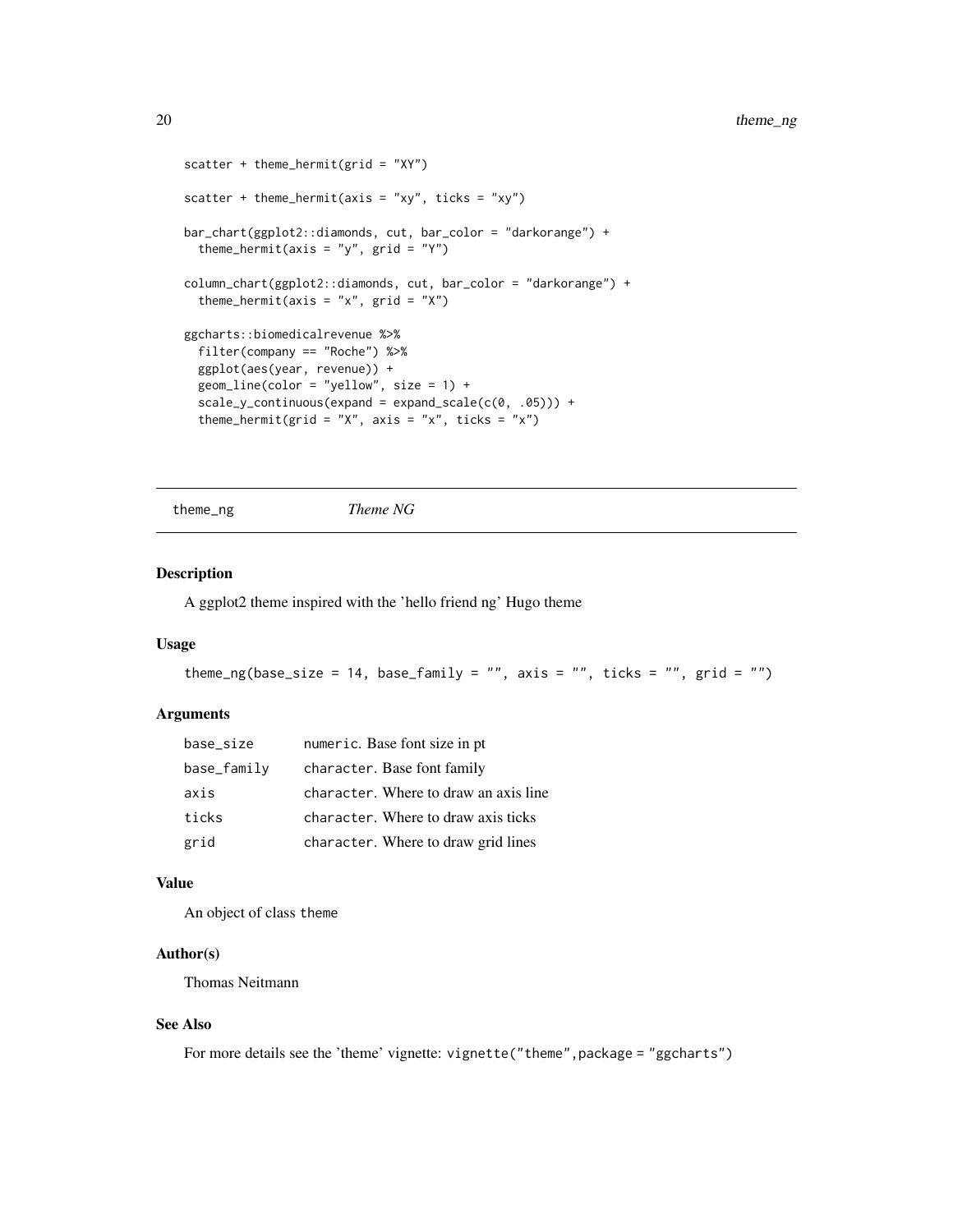```
scatter + theme_hermit(grid = "XY")

scatter + theme_hermit(axis = "xy", ticks = "xy")

bar_chart(ggplot2::diamonds, cut, bar_color = "darkorange") +
  theme_hermit(axis = "y", grid = "Y")

column_chart(ggplot2::diamonds, cut, bar_color = "darkorange") +
  theme_hermit(axis = "x", grid = "X")

ggcharts::biomedicalrevenue %>%
  filter(company == "Roche") %>%
  ggplot(aes(year, revenue)) +
  geom_line(color = "yellow", size = 1) +
  scale_y_continuous(expand = expand_scale(c(0, .05))) +
  theme_hermit(grid = "X", axis = "x", ticks = "x")
```

---

## theme_ng — *Theme NG*

### Description

A ggplot2 theme inspired with the 'hello friend ng' Hugo theme

### Usage

```
theme_ng(base_size = 14, base_family = "", axis = "", ticks = "", grid = "")
```

### Arguments

| | |
|---|---|
| base_size | numeric. Base font size in pt |
| base_family | character. Base font family |
| axis | character. Where to draw an axis line |
| ticks | character. Where to draw axis ticks |
| grid | character. Where to draw grid lines |

### Value

An object of class theme

### Author(s)

Thomas Neitmann

### See Also

For more details see the 'theme' vignette: vignette("theme",package = "ggcharts")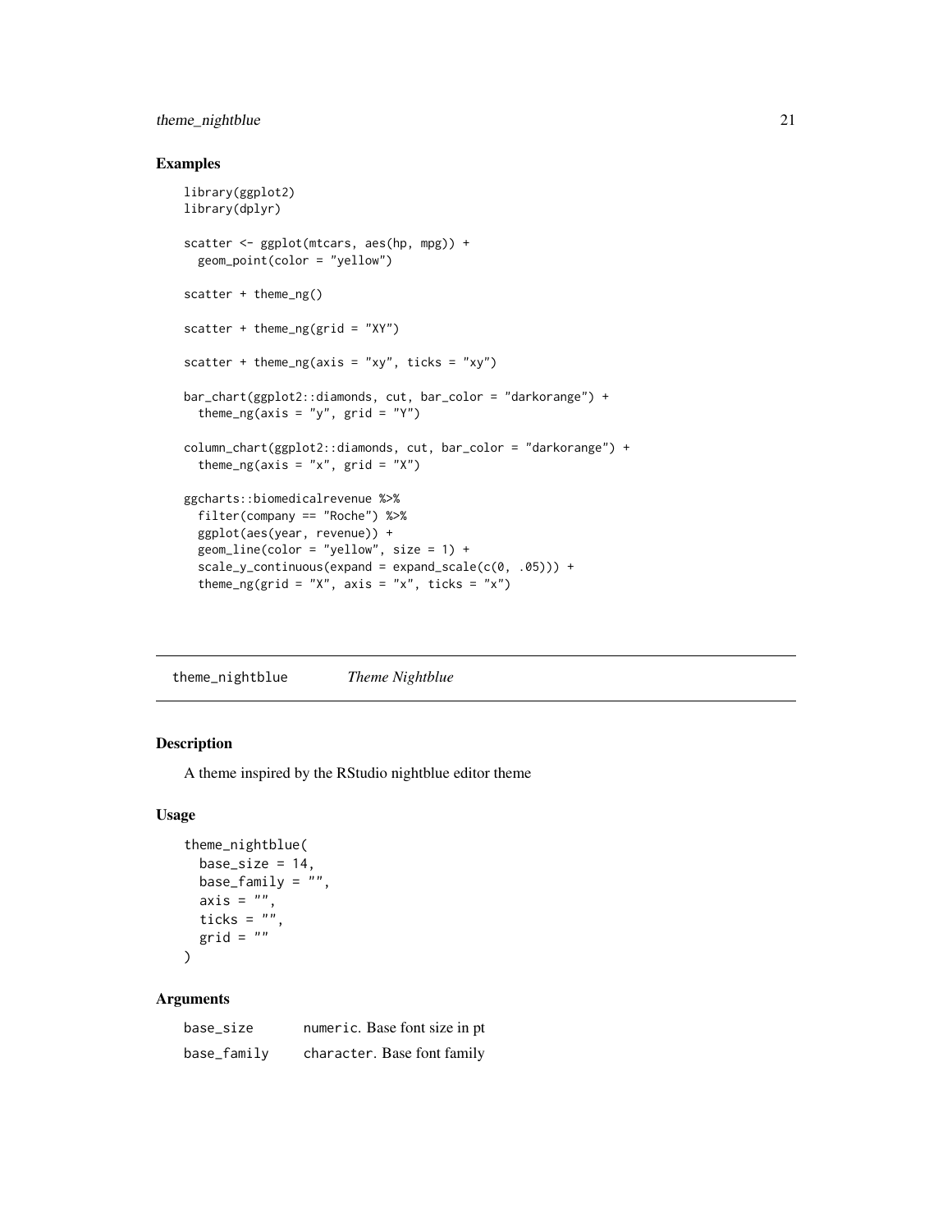## Examples

```
library(ggplot2)
library(dplyr)

scatter <- ggplot(mtcars, aes(hp, mpg)) +
  geom_point(color = "yellow")

scatter + theme_ng()

scatter + theme_ng(grid = "XY")

scatter + theme_ng(axis = "xy", ticks = "xy")

bar_chart(ggplot2::diamonds, cut, bar_color = "darkorange") +
  theme_ng(axis = "y", grid = "Y")

column_chart(ggplot2::diamonds, cut, bar_color = "darkorange") +
  theme_ng(axis = "x", grid = "X")

ggcharts::biomedicalrevenue %>%
  filter(company == "Roche") %>%
  ggplot(aes(year, revenue)) +
  geom_line(color = "yellow", size = 1) +
  scale_y_continuous(expand = expand_scale(c(0, .05))) +
  theme_ng(grid = "X", axis = "x", ticks = "x")
```

---

# theme_nightblue *Theme Nightblue*

## Description

A theme inspired by the RStudio nightblue editor theme

## Usage

```
theme_nightblue(
  base_size = 14,
  base_family = "",
  axis = "",
  ticks = "",
  grid = ""
)
```

## Arguments

| | |
|---|---|
| base_size | numeric. Base font size in pt |
| base_family | character. Base font family |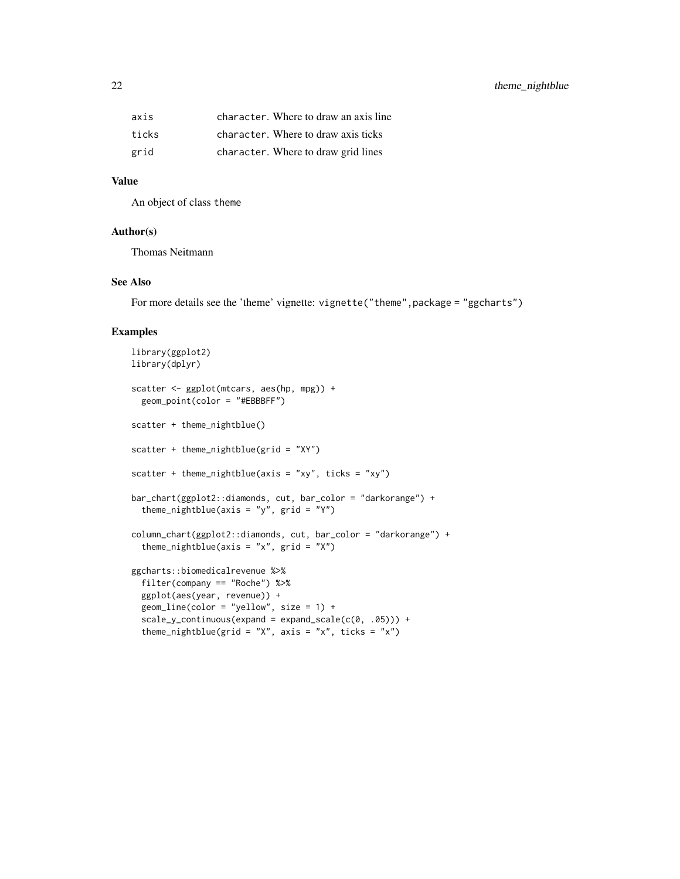| | |
|---|---|
| axis | character. Where to draw an axis line |
| ticks | character. Where to draw axis ticks |
| grid | character. Where to draw grid lines |

### Value

An object of class theme

### Author(s)

Thomas Neitmann

### See Also

For more details see the 'theme' vignette: vignette("theme",package = "ggcharts")

### Examples

```
library(ggplot2)
library(dplyr)

scatter <- ggplot(mtcars, aes(hp, mpg)) +
  geom_point(color = "#EBBBFF")

scatter + theme_nightblue()

scatter + theme_nightblue(grid = "XY")

scatter + theme_nightblue(axis = "xy", ticks = "xy")

bar_chart(ggplot2::diamonds, cut, bar_color = "darkorange") +
  theme_nightblue(axis = "y", grid = "Y")

column_chart(ggplot2::diamonds, cut, bar_color = "darkorange") +
  theme_nightblue(axis = "x", grid = "X")

ggcharts::biomedicalrevenue %>%
  filter(company == "Roche") %>%
  ggplot(aes(year, revenue)) +
  geom_line(color = "yellow", size = 1) +
  scale_y_continuous(expand = expand_scale(c(0, .05))) +
  theme_nightblue(grid = "X", axis = "x", ticks = "x")
```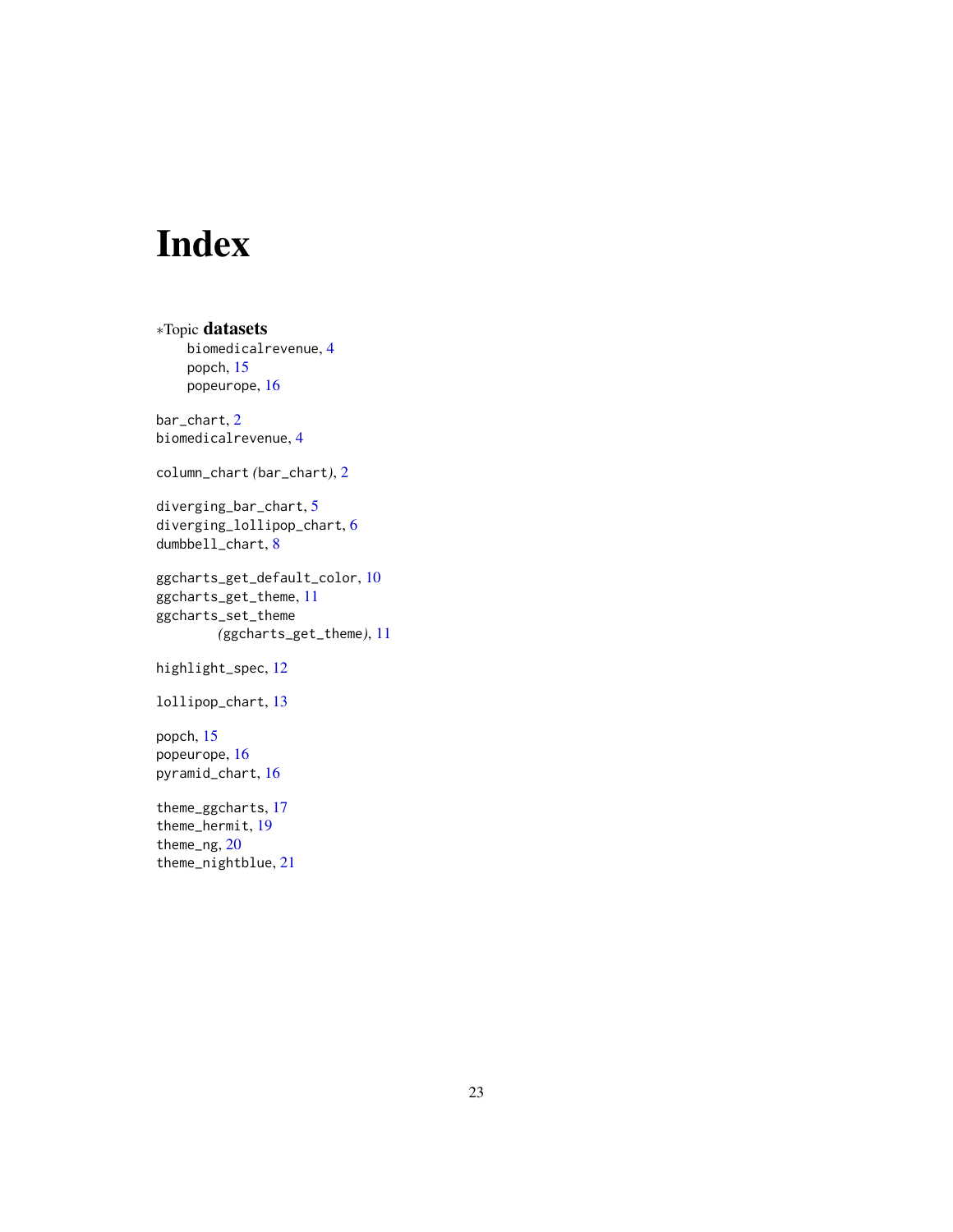# Index

*Topic **datasets**
- biomedicalrevenue, 4
- popch, 15
- popeurope, 16

bar_chart, 2
biomedicalrevenue, 4

column_chart *(*bar_chart*)*, 2

diverging_bar_chart, 5
diverging_lollipop_chart, 6
dumbbell_chart, 8

ggcharts_get_default_color, 10
ggcharts_get_theme, 11
ggcharts_set_theme *(*ggcharts_get_theme*)*, 11

highlight_spec, 12

lollipop_chart, 13

popch, 15
popeurope, 16
pyramid_chart, 16

theme_ggcharts, 17
theme_hermit, 19
theme_ng, 20
theme_nightblue, 21